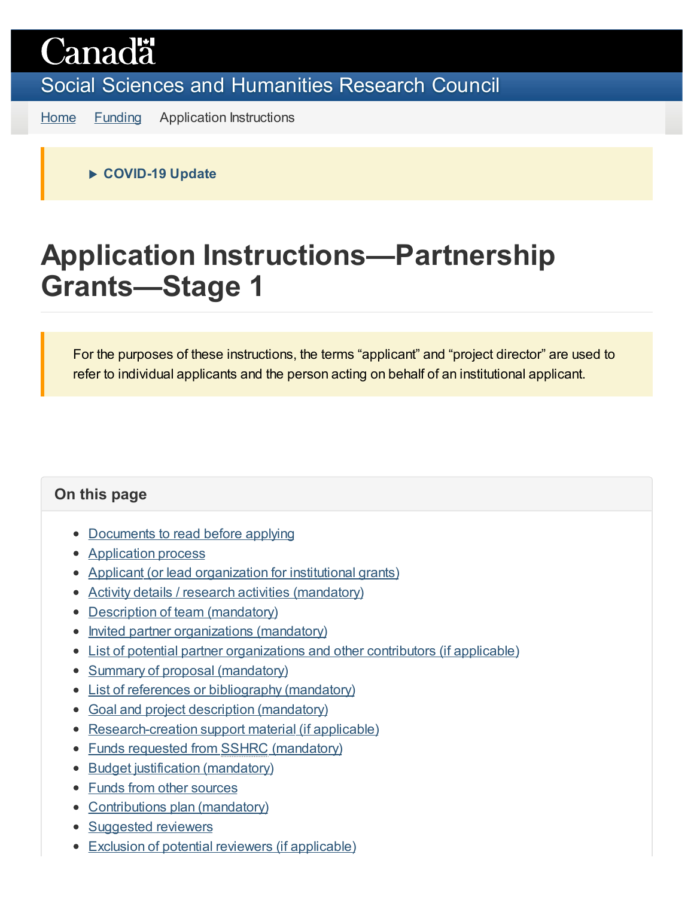Canada

Social Sciences and Humanities Research Council

Home Funding Application Instructions

▶ COVID-19 Update

# Application Instructions—Partnership Grants—Stage 1

For the purposes of these instructions, the terms "applicant" and "project director" are used to refer to individual applicants and the person acting on behalf of an institutional applicant.

## On this page

- Documents to read before applying
- Application process
- Applicant (or lead organization for institutional grants)
- Activity details / research activities (mandatory)
- Description of team (mandatory)
- Invited partner organizations (mandatory)
- List of potential partner organizations and other contributors (if applicable)
- Summary of proposal (mandatory)
- List of references or bibliography (mandatory)
- Goal and project description (mandatory)
- Research-creation support material (if applicable)
- Funds requested from SSHRC (mandatory)
- Budget justification (mandatory)
- Funds from other sources
- Contributions plan (mandatory)
- Suggested reviewers
- Exclusion of potential reviewers (if applicable)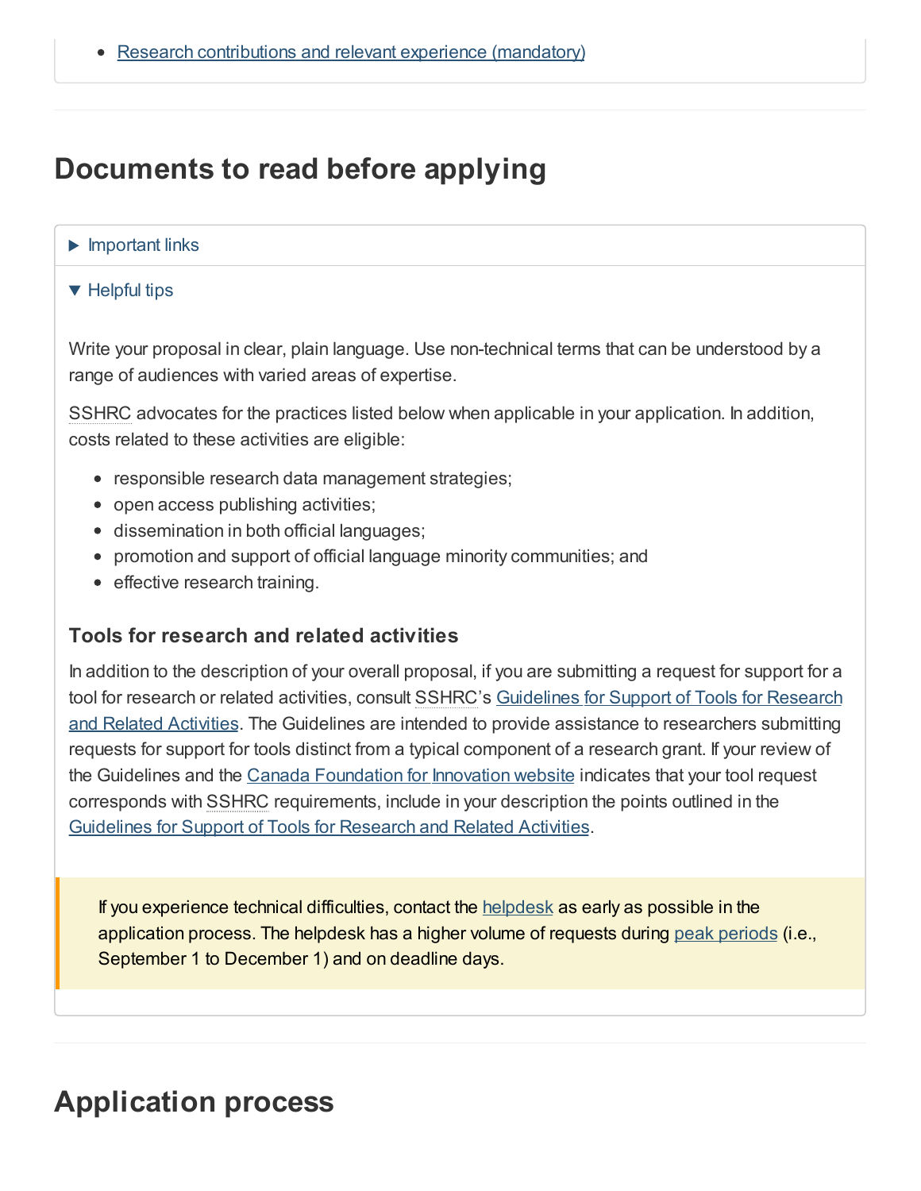- Research contributions and relevant experience (mandatory)

## Documents to read before applying

▶ Important links

▼ Helpful tips

Write your proposal in clear, plain language. Use non-technical terms that can be understood by a range of audiences with varied areas of expertise.

SSHRC advocates for the practices listed below when applicable in your application. In addition, costs related to these activities are eligible:

- responsible research data management strategies;
- open access publishing activities;
- dissemination in both official languages;
- promotion and support of official language minority communities; and
- effective research training.

### Tools for research and related activities

In addition to the description of your overall proposal, if you are submitting a request for support for a tool for research or related activities, consult SSHRC's Guidelines for Support of Tools for Research and Related Activities. The Guidelines are intended to provide assistance to researchers submitting requests for support for tools distinct from a typical component of a research grant. If your review of the Guidelines and the Canada Foundation for Innovation website indicates that your tool request corresponds with SSHRC requirements, include in your description the points outlined in the Guidelines for Support of Tools for Research and Related Activities.

> If you experience technical difficulties, contact the helpdesk as early as possible in the application process. The helpdesk has a higher volume of requests during peak periods (i.e., September 1 to December 1) and on deadline days.

## Application process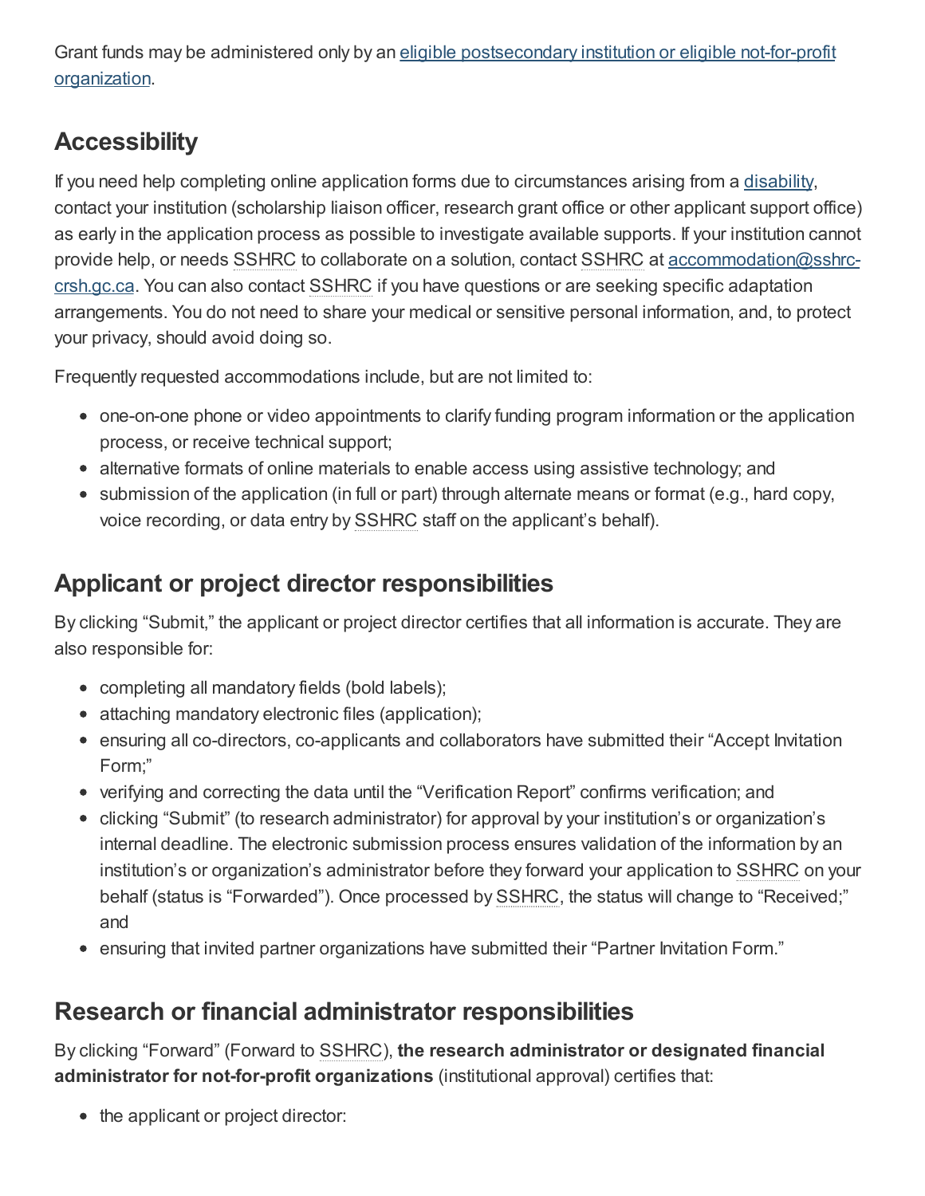Grant funds may be administered only by an eligible postsecondary institution or eligible not-for-profit organization.

## Accessibility

If you need help completing online application forms due to circumstances arising from a disability, contact your institution (scholarship liaison officer, research grant office or other applicant support office) as early in the application process as possible to investigate available supports. If your institution cannot provide help, or needs SSHRC to collaborate on a solution, contact SSHRC at accommodation@sshrc-crsh.gc.ca. You can also contact SSHRC if you have questions or are seeking specific adaptation arrangements. You do not need to share your medical or sensitive personal information, and, to protect your privacy, should avoid doing so.

Frequently requested accommodations include, but are not limited to:

- one-on-one phone or video appointments to clarify funding program information or the application process, or receive technical support;
- alternative formats of online materials to enable access using assistive technology; and
- submission of the application (in full or part) through alternate means or format (e.g., hard copy, voice recording, or data entry by SSHRC staff on the applicant's behalf).

## Applicant or project director responsibilities

By clicking "Submit," the applicant or project director certifies that all information is accurate. They are also responsible for:

- completing all mandatory fields (bold labels);
- attaching mandatory electronic files (application);
- ensuring all co-directors, co-applicants and collaborators have submitted their "Accept Invitation Form;"
- verifying and correcting the data until the "Verification Report" confirms verification; and
- clicking "Submit" (to research administrator) for approval by your institution's or organization's internal deadline. The electronic submission process ensures validation of the information by an institution's or organization's administrator before they forward your application to SSHRC on your behalf (status is "Forwarded"). Once processed by SSHRC, the status will change to "Received;" and
- ensuring that invited partner organizations have submitted their "Partner Invitation Form."

## Research or financial administrator responsibilities

By clicking "Forward" (Forward to SSHRC), **the research administrator or designated financial administrator for not-for-profit organizations** (institutional approval) certifies that:

- the applicant or project director: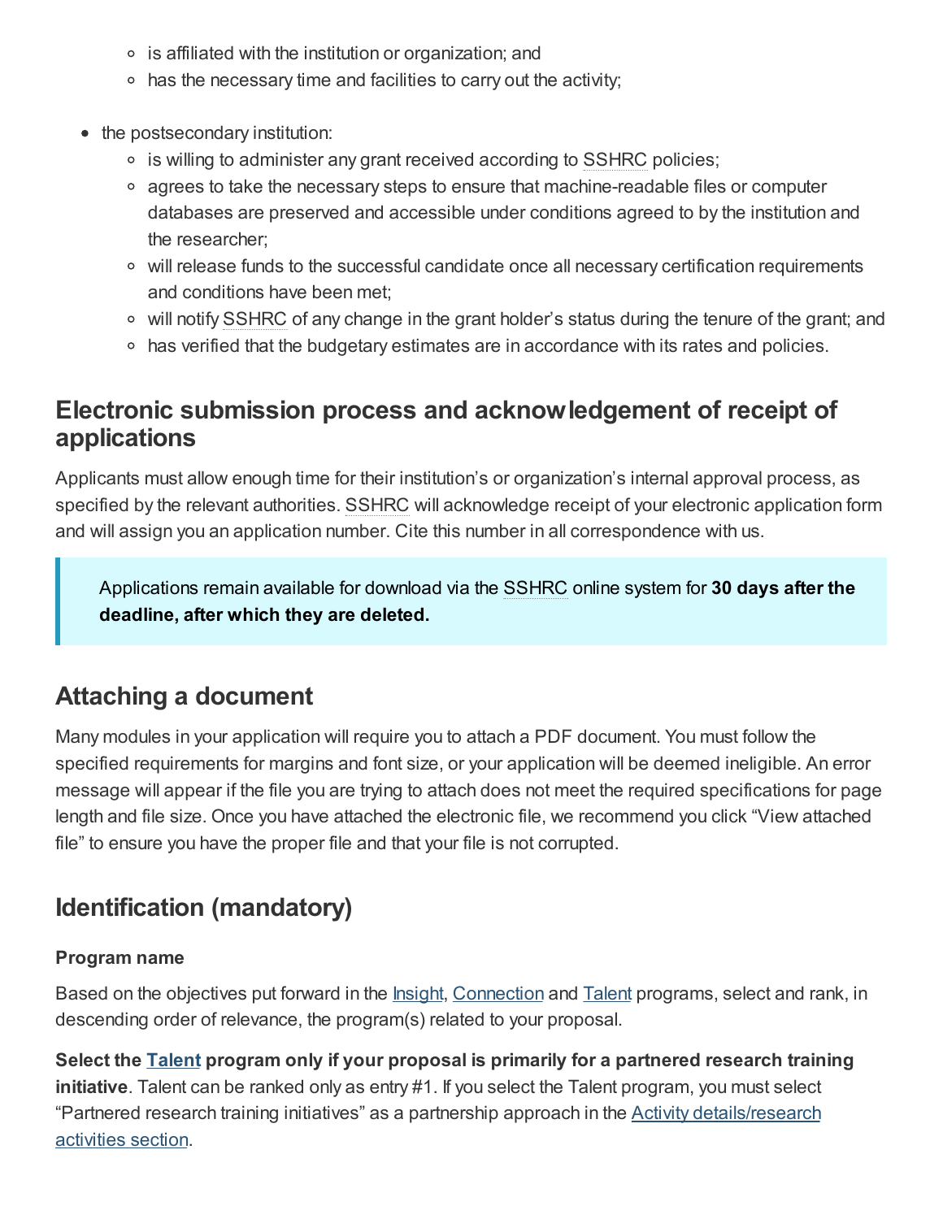- is affiliated with the institution or organization; and
  - has the necessary time and facilities to carry out the activity;

- the postsecondary institution:
  - is willing to administer any grant received according to SSHRC policies;
  - agrees to take the necessary steps to ensure that machine-readable files or computer databases are preserved and accessible under conditions agreed to by the institution and the researcher;
  - will release funds to the successful candidate once all necessary certification requirements and conditions have been met;
  - will notify SSHRC of any change in the grant holder's status during the tenure of the grant; and
  - has verified that the budgetary estimates are in accordance with its rates and policies.

## Electronic submission process and acknowledgement of receipt of applications

Applicants must allow enough time for their institution's or organization's internal approval process, as specified by the relevant authorities. SSHRC will acknowledge receipt of your electronic application form and will assign you an application number. Cite this number in all correspondence with us.

> Applications remain available for download via the SSHRC online system for **30 days after the deadline, after which they are deleted.**

## Attaching a document

Many modules in your application will require you to attach a PDF document. You must follow the specified requirements for margins and font size, or your application will be deemed ineligible. An error message will appear if the file you are trying to attach does not meet the required specifications for page length and file size. Once you have attached the electronic file, we recommend you click "View attached file" to ensure you have the proper file and that your file is not corrupted.

## Identification (mandatory)

### Program name

Based on the objectives put forward in the Insight, Connection and Talent programs, select and rank, in descending order of relevance, the program(s) related to your proposal.

**Select the Talent program only if your proposal is primarily for a partnered research training initiative**. Talent can be ranked only as entry #1. If you select the Talent program, you must select "Partnered research training initiatives" as a partnership approach in the Activity details/research activities section.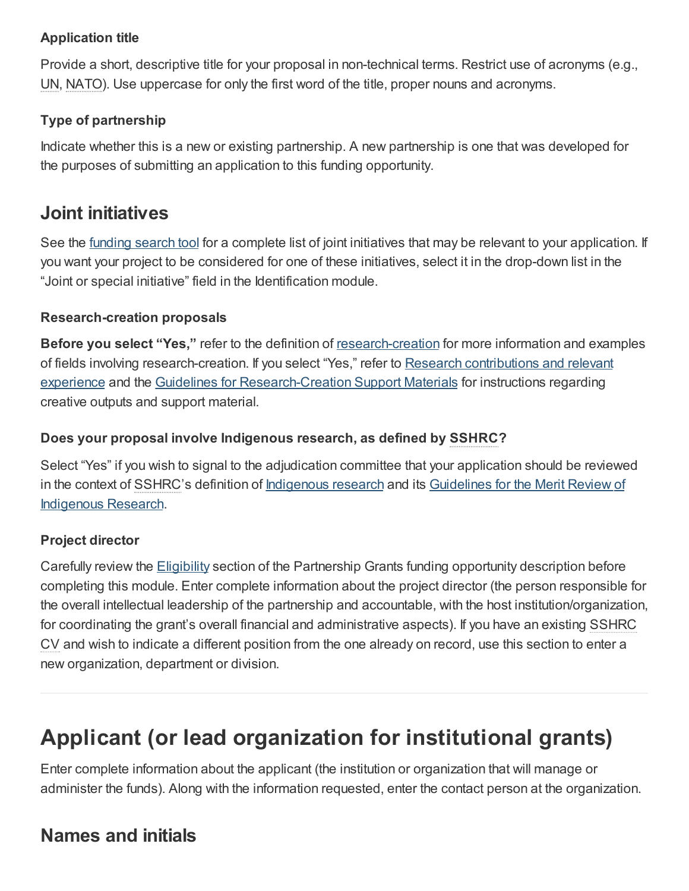### Application title

Provide a short, descriptive title for your proposal in non-technical terms. Restrict use of acronyms (e.g., UN, NATO). Use uppercase for only the first word of the title, proper nouns and acronyms.

### Type of partnership

Indicate whether this is a new or existing partnership. A new partnership is one that was developed for the purposes of submitting an application to this funding opportunity.

## Joint initiatives

See the funding search tool for a complete list of joint initiatives that may be relevant to your application. If you want your project to be considered for one of these initiatives, select it in the drop-down list in the "Joint or special initiative" field in the Identification module.

### Research-creation proposals

**Before you select "Yes,"** refer to the definition of research-creation for more information and examples of fields involving research-creation. If you select "Yes," refer to Research contributions and relevant experience and the Guidelines for Research-Creation Support Materials for instructions regarding creative outputs and support material.

### Does your proposal involve Indigenous research, as defined by SSHRC?

Select "Yes" if you wish to signal to the adjudication committee that your application should be reviewed in the context of SSHRC's definition of Indigenous research and its Guidelines for the Merit Review of Indigenous Research.

### Project director

Carefully review the Eligibility section of the Partnership Grants funding opportunity description before completing this module. Enter complete information about the project director (the person responsible for the overall intellectual leadership of the partnership and accountable, with the host institution/organization, for coordinating the grant's overall financial and administrative aspects). If you have an existing SSHRC CV and wish to indicate a different position from the one already on record, use this section to enter a new organization, department or division.

---

# Applicant (or lead organization for institutional grants)

Enter complete information about the applicant (the institution or organization that will manage or administer the funds). Along with the information requested, enter the contact person at the organization.

## Names and initials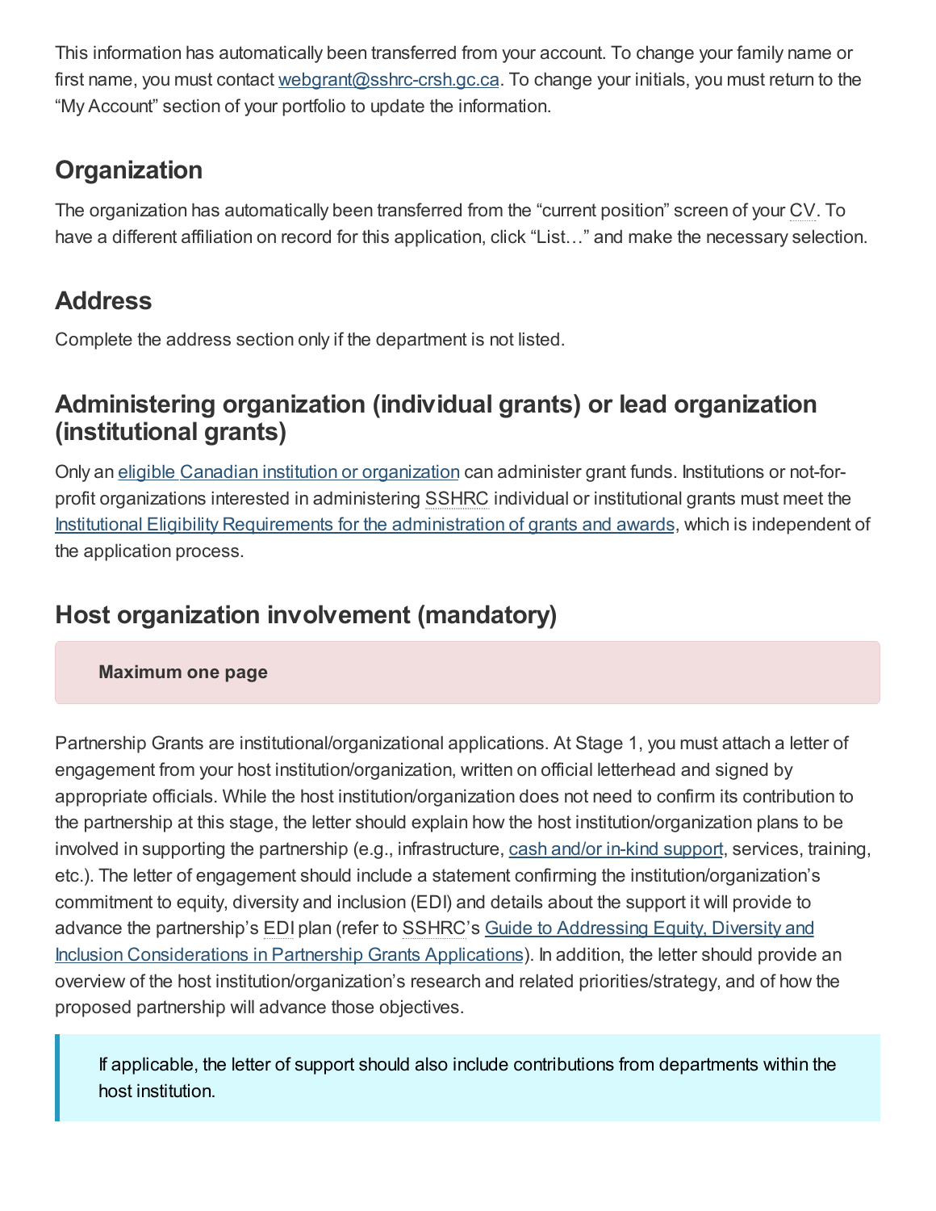This information has automatically been transferred from your account. To change your family name or first name, you must contact webgrant@sshrc-crsh.gc.ca. To change your initials, you must return to the "My Account" section of your portfolio to update the information.

## Organization

The organization has automatically been transferred from the "current position" screen of your CV. To have a different affiliation on record for this application, click "List…" and make the necessary selection.

## Address

Complete the address section only if the department is not listed.

## Administering organization (individual grants) or lead organization (institutional grants)

Only an eligible Canadian institution or organization can administer grant funds. Institutions or not-for-profit organizations interested in administering SSHRC individual or institutional grants must meet the Institutional Eligibility Requirements for the administration of grants and awards, which is independent of the application process.

## Host organization involvement (mandatory)

**Maximum one page**

Partnership Grants are institutional/organizational applications. At Stage 1, you must attach a letter of engagement from your host institution/organization, written on official letterhead and signed by appropriate officials. While the host institution/organization does not need to confirm its contribution to the partnership at this stage, the letter should explain how the host institution/organization plans to be involved in supporting the partnership (e.g., infrastructure, cash and/or in-kind support, services, training, etc.). The letter of engagement should include a statement confirming the institution/organization's commitment to equity, diversity and inclusion (EDI) and details about the support it will provide to advance the partnership's EDI plan (refer to SSHRC's Guide to Addressing Equity, Diversity and Inclusion Considerations in Partnership Grants Applications). In addition, the letter should provide an overview of the host institution/organization's research and related priorities/strategy, and of how the proposed partnership will advance those objectives.

> If applicable, the letter of support should also include contributions from departments within the host institution.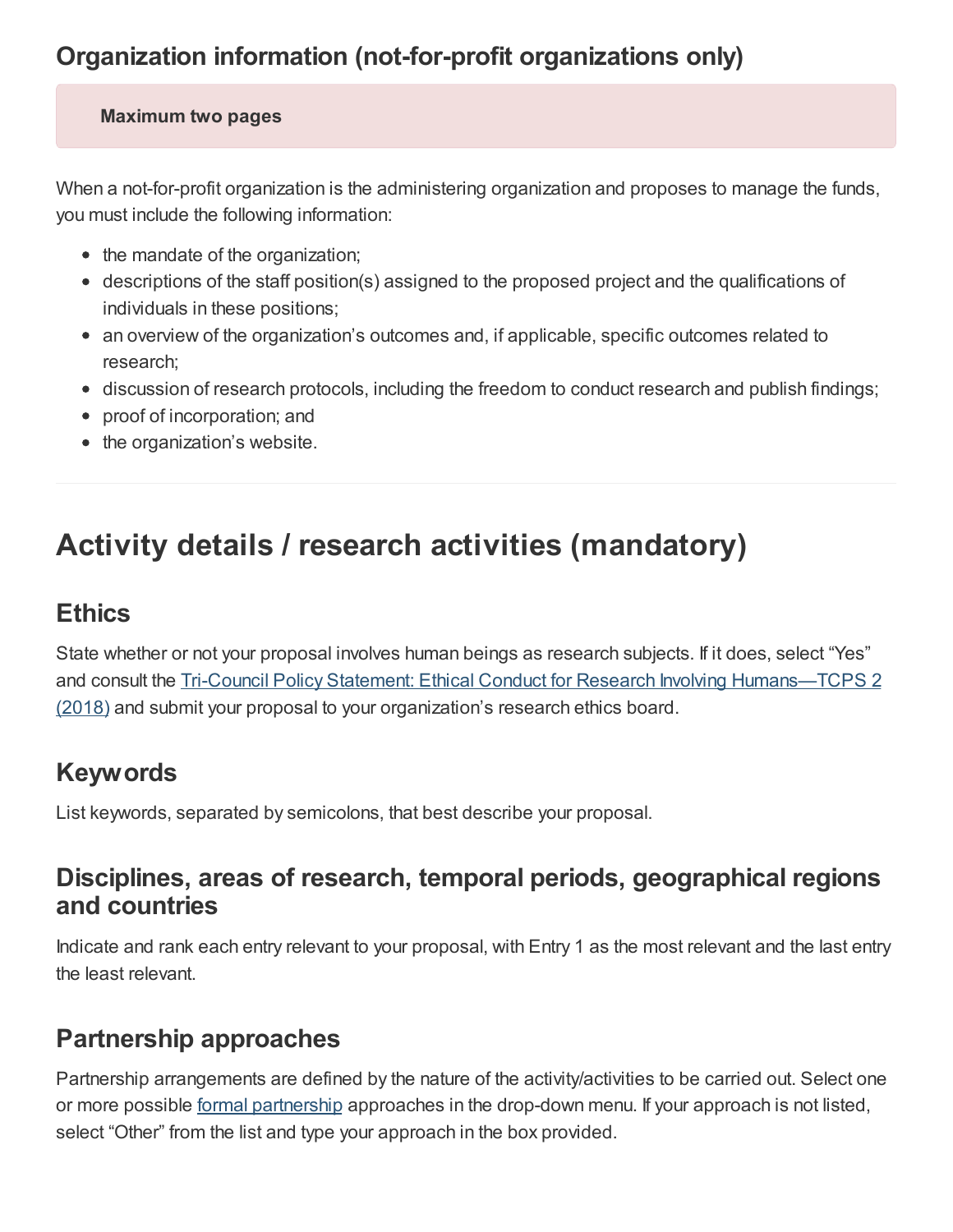## Organization information (not-for-profit organizations only)

**Maximum two pages**

When a not-for-profit organization is the administering organization and proposes to manage the funds, you must include the following information:

- the mandate of the organization;
- descriptions of the staff position(s) assigned to the proposed project and the qualifications of individuals in these positions;
- an overview of the organization's outcomes and, if applicable, specific outcomes related to research;
- discussion of research protocols, including the freedom to conduct research and publish findings;
- proof of incorporation; and
- the organization's website.

---

# Activity details / research activities (mandatory)

## Ethics

State whether or not your proposal involves human beings as research subjects. If it does, select "Yes" and consult the Tri-Council Policy Statement: Ethical Conduct for Research Involving Humans—TCPS 2 (2018) and submit your proposal to your organization's research ethics board.

## Keywords

List keywords, separated by semicolons, that best describe your proposal.

## Disciplines, areas of research, temporal periods, geographical regions and countries

Indicate and rank each entry relevant to your proposal, with Entry 1 as the most relevant and the last entry the least relevant.

## Partnership approaches

Partnership arrangements are defined by the nature of the activity/activities to be carried out. Select one or more possible formal partnership approaches in the drop-down menu. If your approach is not listed, select "Other" from the list and type your approach in the box provided.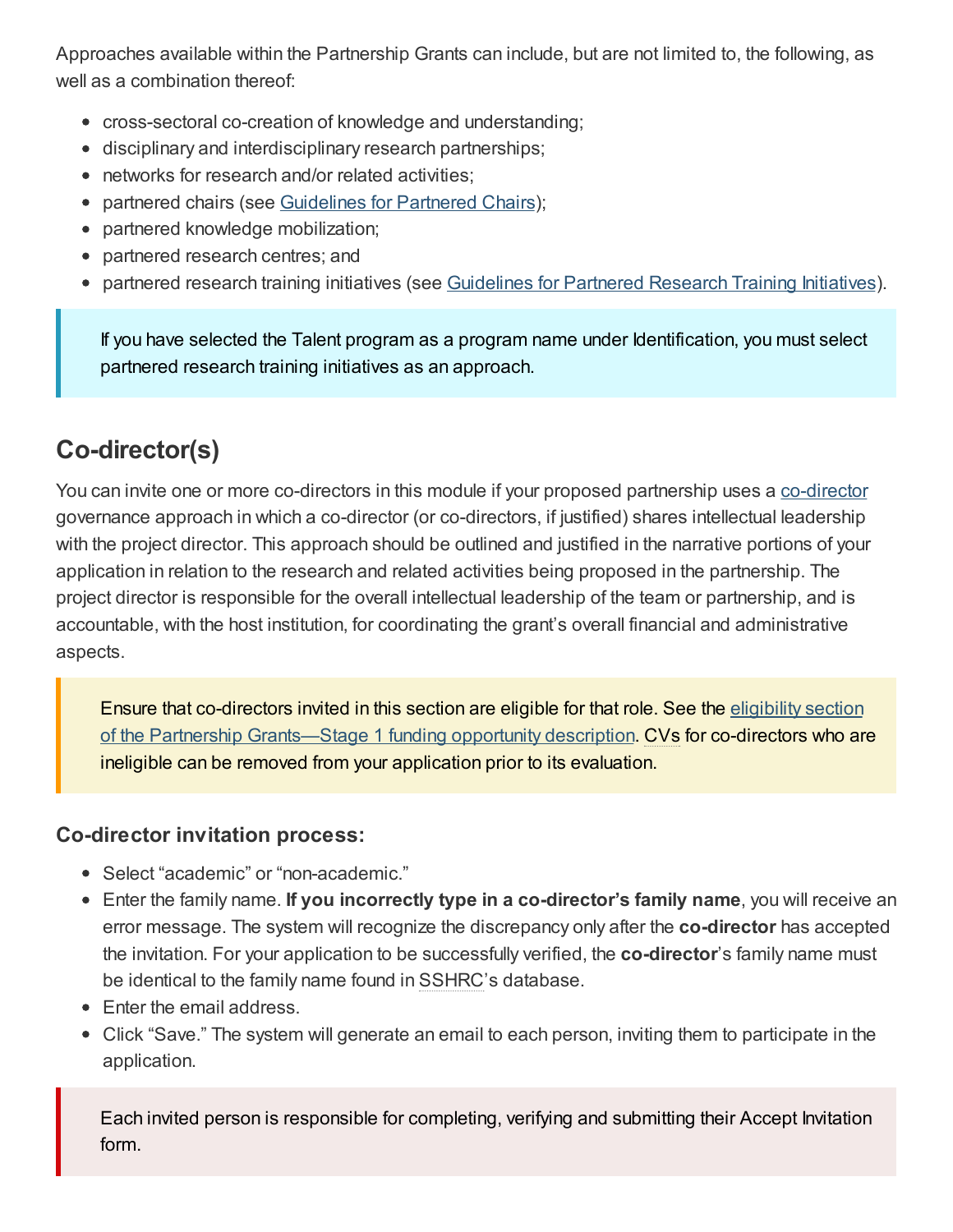Approaches available within the Partnership Grants can include, but are not limited to, the following, as well as a combination thereof:

- cross-sectoral co-creation of knowledge and understanding;
- disciplinary and interdisciplinary research partnerships;
- networks for research and/or related activities;
- partnered chairs (see Guidelines for Partnered Chairs);
- partnered knowledge mobilization;
- partnered research centres; and
- partnered research training initiatives (see Guidelines for Partnered Research Training Initiatives).

> If you have selected the Talent program as a program name under Identification, you must select partnered research training initiatives as an approach.

## Co-director(s)

You can invite one or more co-directors in this module if your proposed partnership uses a co-director governance approach in which a co-director (or co-directors, if justified) shares intellectual leadership with the project director. This approach should be outlined and justified in the narrative portions of your application in relation to the research and related activities being proposed in the partnership. The project director is responsible for the overall intellectual leadership of the team or partnership, and is accountable, with the host institution, for coordinating the grant's overall financial and administrative aspects.

> Ensure that co-directors invited in this section are eligible for that role. See the eligibility section of the Partnership Grants—Stage 1 funding opportunity description. CVs for co-directors who are ineligible can be removed from your application prior to its evaluation.

### Co-director invitation process:

- Select "academic" or "non-academic."
- Enter the family name. **If you incorrectly type in a co-director's family name**, you will receive an error message. The system will recognize the discrepancy only after the **co-director** has accepted the invitation. For your application to be successfully verified, the **co-director**'s family name must be identical to the family name found in SSHRC's database.
- Enter the email address.
- Click "Save." The system will generate an email to each person, inviting them to participate in the application.

> Each invited person is responsible for completing, verifying and submitting their Accept Invitation form.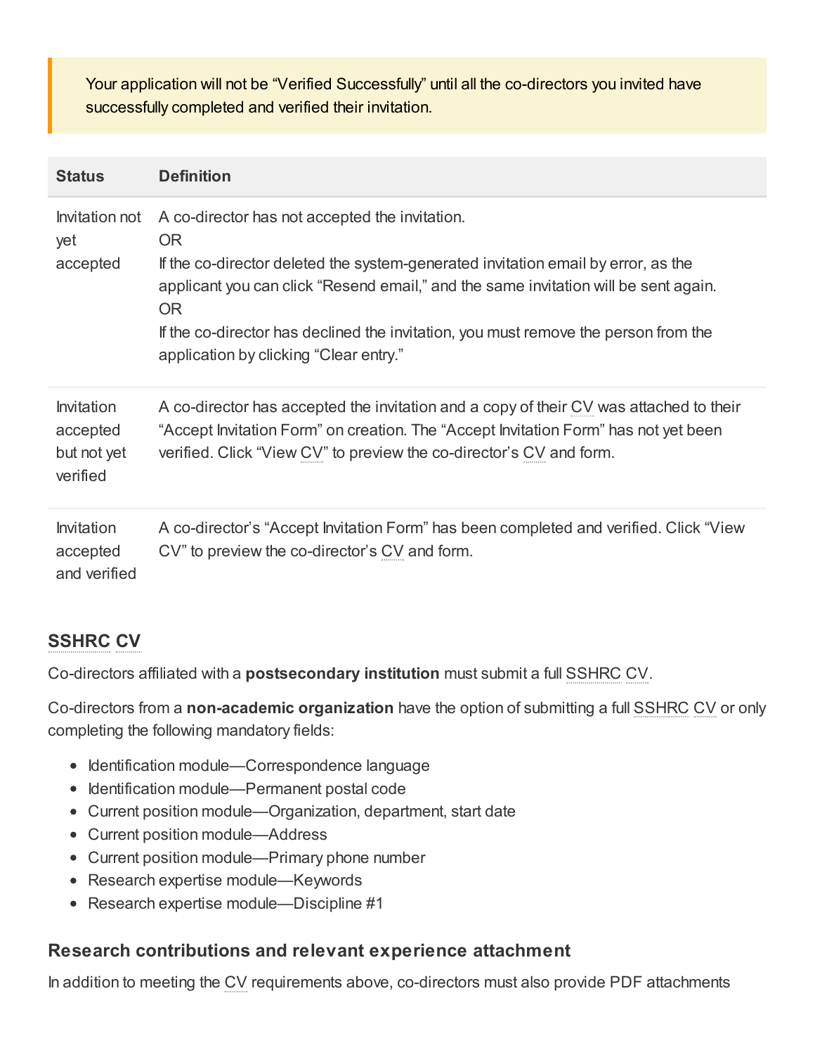> Your application will not be "Verified Successfully" until all the co-directors you invited have successfully completed and verified their invitation.

| Status | Definition |
| --- | --- |
| Invitation not yet accepted | A co-director has not accepted the invitation.<br>OR<br>If the co-director deleted the system-generated invitation email by error, as the applicant you can click "Resend email," and the same invitation will be sent again.<br>OR<br>If the co-director has declined the invitation, you must remove the person from the application by clicking "Clear entry." |
| Invitation accepted but not yet verified | A co-director has accepted the invitation and a copy of their CV was attached to their "Accept Invitation Form" on creation. The "Accept Invitation Form" has not yet been verified. Click "View CV" to preview the co-director's CV and form. |
| Invitation accepted and verified | A co-director's "Accept Invitation Form" has been completed and verified. Click "View CV" to preview the co-director's CV and form. |

## SSHRC CV

Co-directors affiliated with a **postsecondary institution** must submit a full SSHRC CV.

Co-directors from a **non-academic organization** have the option of submitting a full SSHRC CV or only completing the following mandatory fields:

- Identification module—Correspondence language
- Identification module—Permanent postal code
- Current position module—Organization, department, start date
- Current position module—Address
- Current position module—Primary phone number
- Research expertise module—Keywords
- Research expertise module—Discipline #1

### Research contributions and relevant experience attachment

In addition to meeting the CV requirements above, co-directors must also provide PDF attachments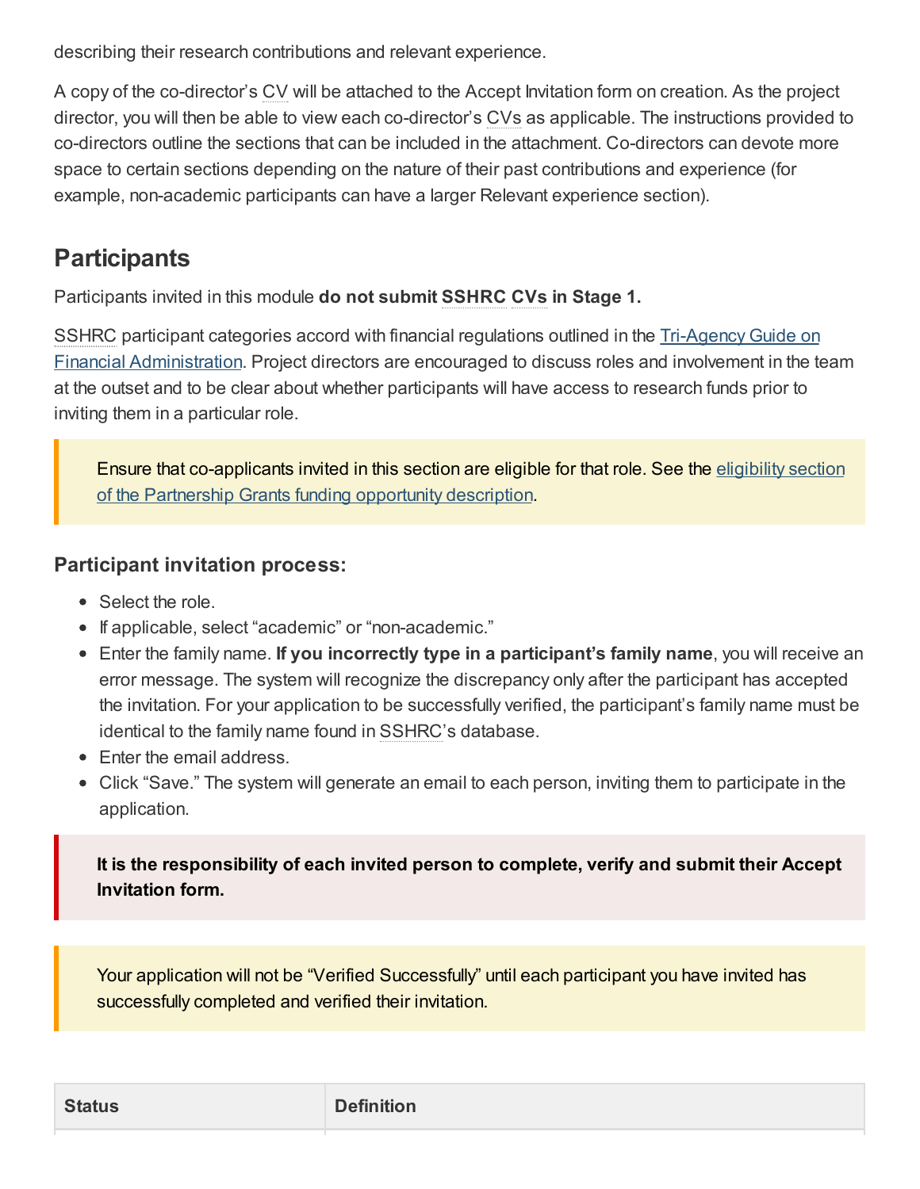describing their research contributions and relevant experience.

A copy of the co-director's CV will be attached to the Accept Invitation form on creation. As the project director, you will then be able to view each co-director's CVs as applicable. The instructions provided to co-directors outline the sections that can be included in the attachment. Co-directors can devote more space to certain sections depending on the nature of their past contributions and experience (for example, non-academic participants can have a larger Relevant experience section).

## Participants

Participants invited in this module **do not submit SSHRC CVs in Stage 1.**

SSHRC participant categories accord with financial regulations outlined in the Tri-Agency Guide on Financial Administration. Project directors are encouraged to discuss roles and involvement in the team at the outset and to be clear about whether participants will have access to research funds prior to inviting them in a particular role.

> Ensure that co-applicants invited in this section are eligible for that role. See the eligibility section of the Partnership Grants funding opportunity description.

### Participant invitation process:

- Select the role.
- If applicable, select "academic" or "non-academic."
- Enter the family name. **If you incorrectly type in a participant's family name**, you will receive an error message. The system will recognize the discrepancy only after the participant has accepted the invitation. For your application to be successfully verified, the participant's family name must be identical to the family name found in SSHRC's database.
- Enter the email address.
- Click "Save." The system will generate an email to each person, inviting them to participate in the application.

> **It is the responsibility of each invited person to complete, verify and submit their Accept Invitation form.**

> Your application will not be "Verified Successfully" until each participant you have invited has successfully completed and verified their invitation.

| Status | Definition |
| --- | --- |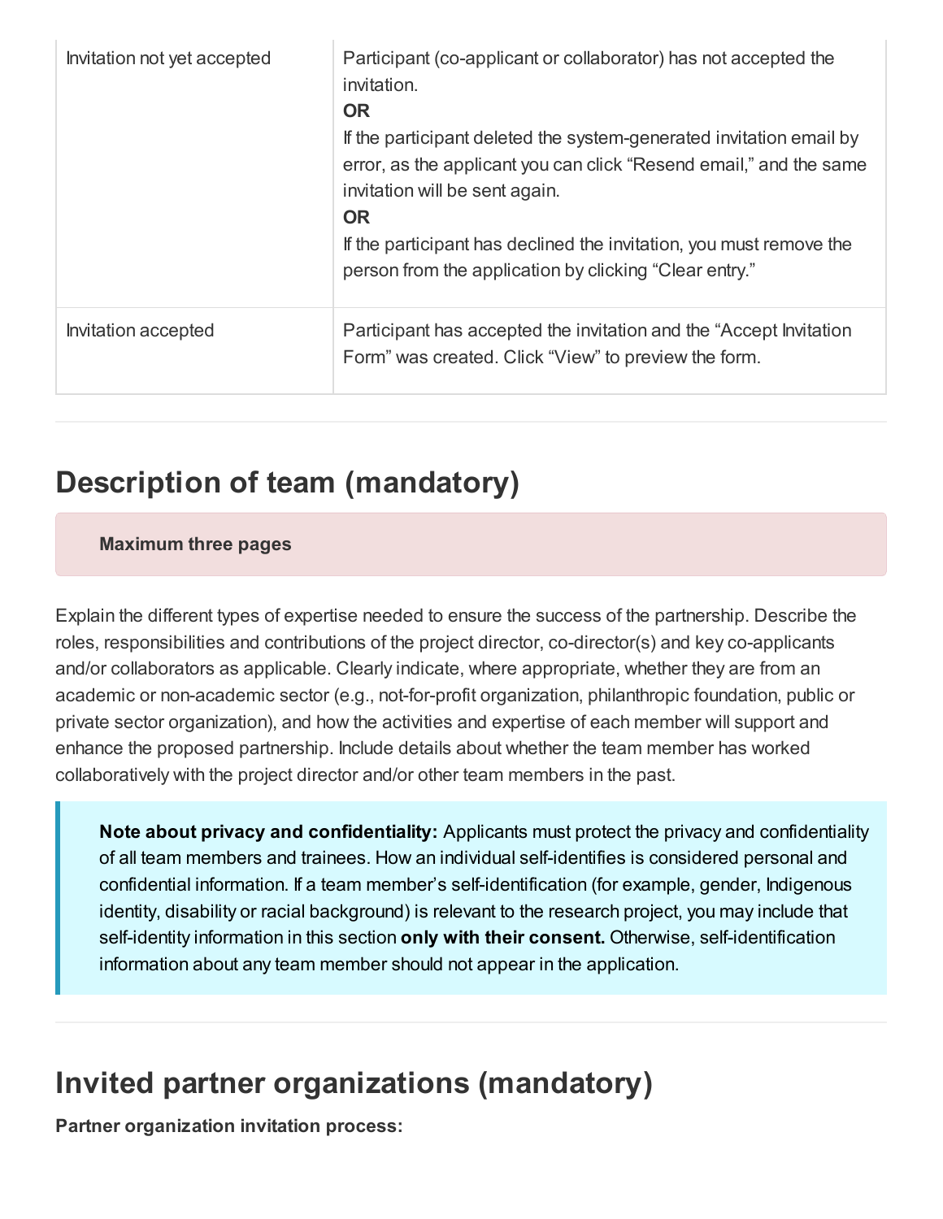| | |
|---|---|
| Invitation not yet accepted | Participant (co-applicant or collaborator) has not accepted the invitation.<br>**OR**<br>If the participant deleted the system-generated invitation email by error, as the applicant you can click “Resend email,” and the same invitation will be sent again.<br>**OR**<br>If the participant has declined the invitation, you must remove the person from the application by clicking “Clear entry.” |
| Invitation accepted | Participant has accepted the invitation and the “Accept Invitation Form” was created. Click “View” to preview the form. |

## Description of team (mandatory)

**Maximum three pages**

Explain the different types of expertise needed to ensure the success of the partnership. Describe the roles, responsibilities and contributions of the project director, co-director(s) and key co-applicants and/or collaborators as applicable. Clearly indicate, where appropriate, whether they are from an academic or non-academic sector (e.g., not-for-profit organization, philanthropic foundation, public or private sector organization), and how the activities and expertise of each member will support and enhance the proposed partnership. Include details about whether the team member has worked collaboratively with the project director and/or other team members in the past.

> **Note about privacy and confidentiality:** Applicants must protect the privacy and confidentiality of all team members and trainees. How an individual self-identifies is considered personal and confidential information. If a team member’s self-identification (for example, gender, Indigenous identity, disability or racial background) is relevant to the research project, you may include that self-identity information in this section **only with their consent.** Otherwise, self-identification information about any team member should not appear in the application.

## Invited partner organizations (mandatory)

**Partner organization invitation process:**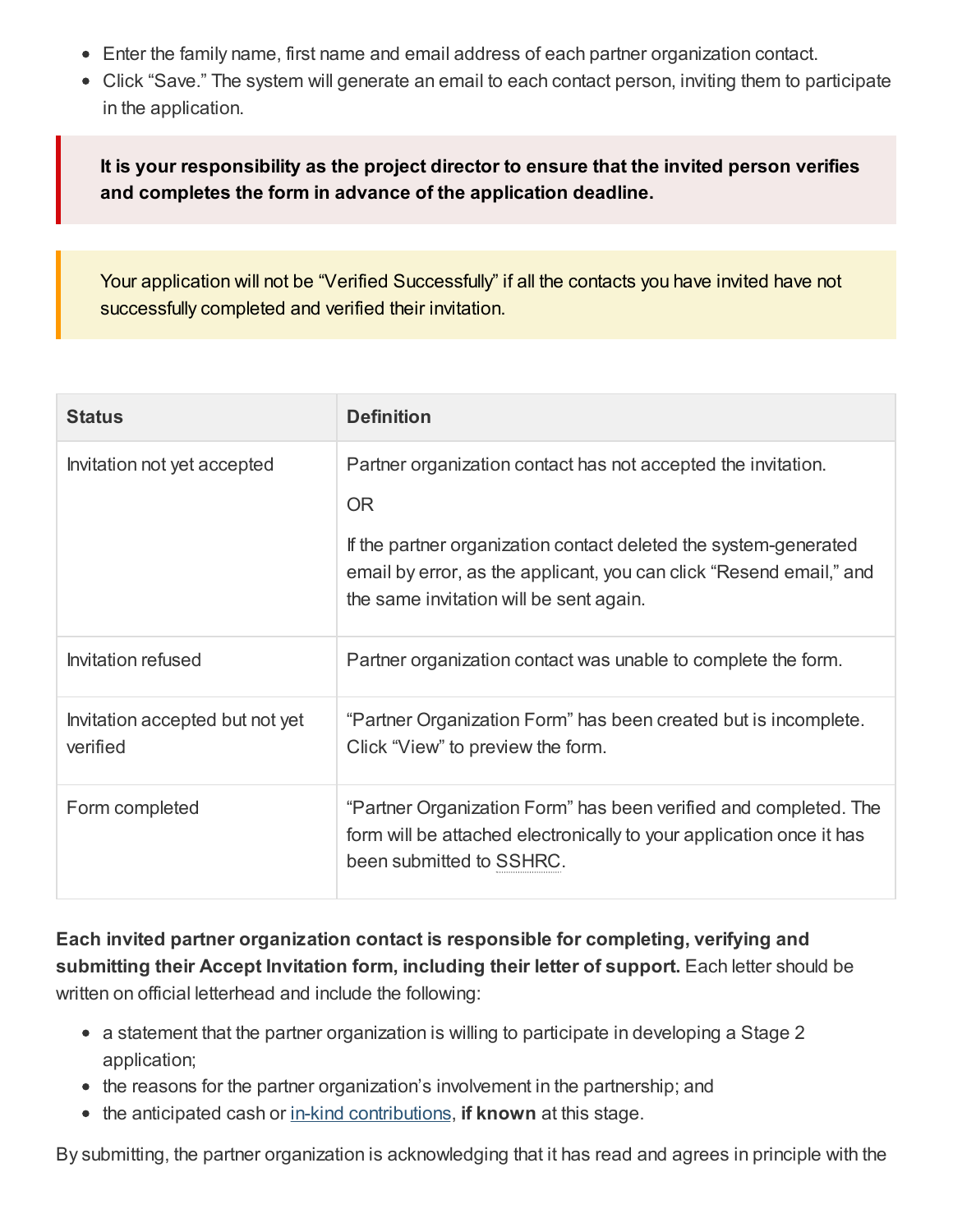- Enter the family name, first name and email address of each partner organization contact.
- Click “Save.” The system will generate an email to each contact person, inviting them to participate in the application.

**It is your responsibility as the project director to ensure that the invited person verifies and completes the form in advance of the application deadline.**

Your application will not be “Verified Successfully” if all the contacts you have invited have not successfully completed and verified their invitation.

| Status | Definition |
| --- | --- |
| Invitation not yet accepted | Partner organization contact has not accepted the invitation.<br><br>OR<br><br>If the partner organization contact deleted the system-generated email by error, as the applicant, you can click “Resend email,” and the same invitation will be sent again. |
| Invitation refused | Partner organization contact was unable to complete the form. |
| Invitation accepted but not yet verified | “Partner Organization Form” has been created but is incomplete. Click “View” to preview the form. |
| Form completed | “Partner Organization Form” has been verified and completed. The form will be attached electronically to your application once it has been submitted to SSHRC. |

**Each invited partner organization contact is responsible for completing, verifying and submitting their Accept Invitation form, including their letter of support.** Each letter should be written on official letterhead and include the following:

- a statement that the partner organization is willing to participate in developing a Stage 2 application;
- the reasons for the partner organization’s involvement in the partnership; and
- the anticipated cash or in-kind contributions, **if known** at this stage.

By submitting, the partner organization is acknowledging that it has read and agrees in principle with the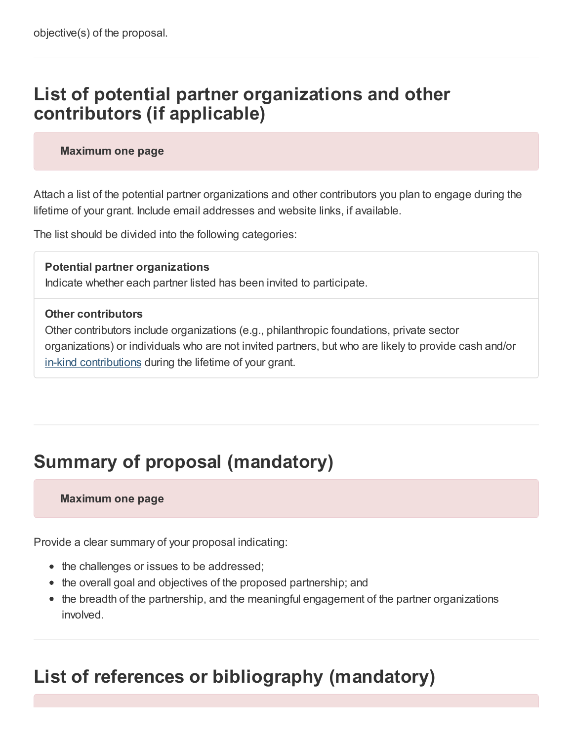objective(s) of the proposal.

## List of potential partner organizations and other contributors (if applicable)

**Maximum one page**

Attach a list of the potential partner organizations and other contributors you plan to engage during the lifetime of your grant. Include email addresses and website links, if available.

The list should be divided into the following categories:

**Potential partner organizations**
Indicate whether each partner listed has been invited to participate.

**Other contributors**
Other contributors include organizations (e.g., philanthropic foundations, private sector organizations) or individuals who are not invited partners, but who are likely to provide cash and/or in-kind contributions during the lifetime of your grant.

## Summary of proposal (mandatory)

**Maximum one page**

Provide a clear summary of your proposal indicating:

- the challenges or issues to be addressed;
- the overall goal and objectives of the proposed partnership; and
- the breadth of the partnership, and the meaningful engagement of the partner organizations involved.

## List of references or bibliography (mandatory)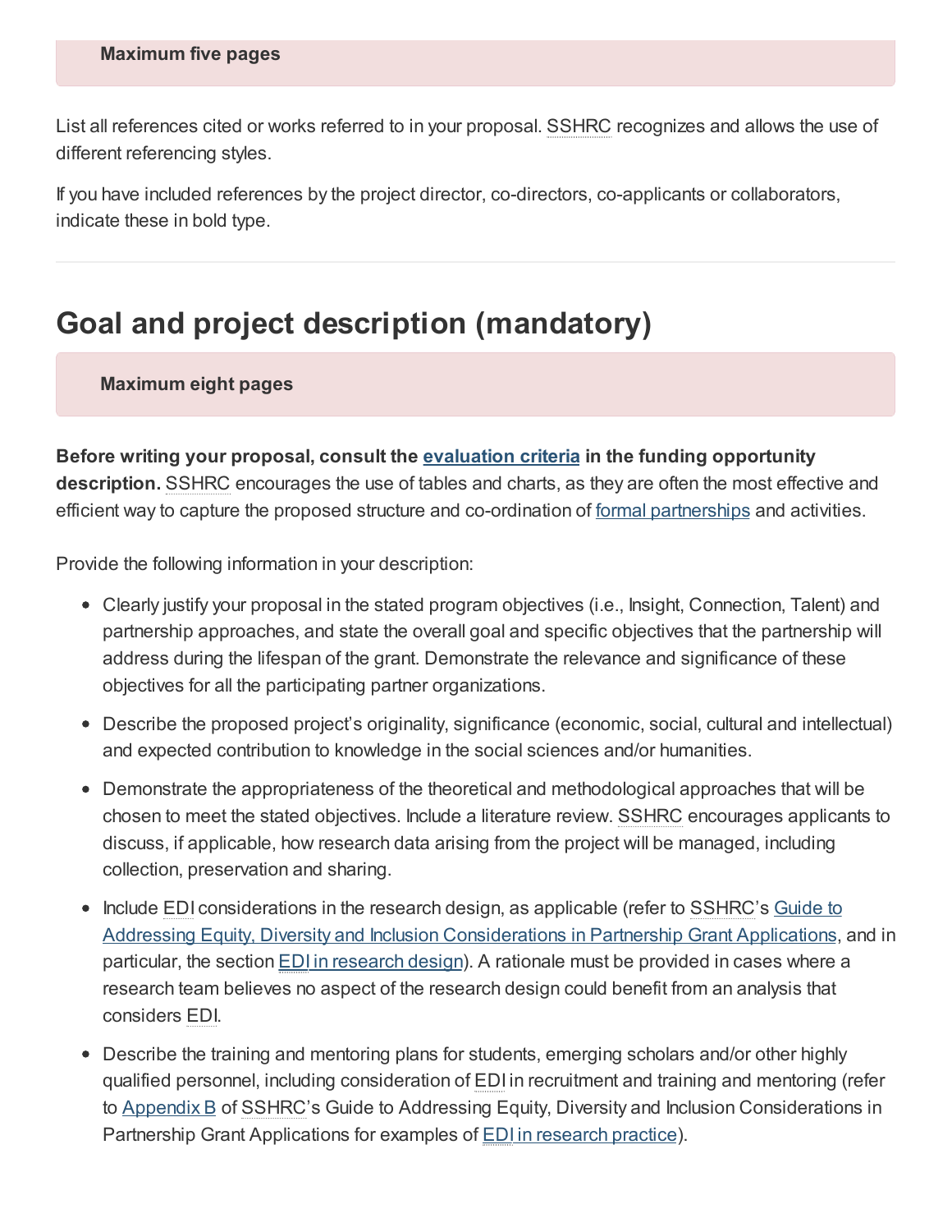**Maximum five pages**

List all references cited or works referred to in your proposal. SSHRC recognizes and allows the use of different referencing styles.

If you have included references by the project director, co-directors, co-applicants or collaborators, indicate these in bold type.

---

# Goal and project description (mandatory)

**Maximum eight pages**

**Before writing your proposal, consult the evaluation criteria in the funding opportunity description.** SSHRC encourages the use of tables and charts, as they are often the most effective and efficient way to capture the proposed structure and co-ordination of formal partnerships and activities.

Provide the following information in your description:

- Clearly justify your proposal in the stated program objectives (i.e., Insight, Connection, Talent) and partnership approaches, and state the overall goal and specific objectives that the partnership will address during the lifespan of the grant. Demonstrate the relevance and significance of these objectives for all the participating partner organizations.
- Describe the proposed project's originality, significance (economic, social, cultural and intellectual) and expected contribution to knowledge in the social sciences and/or humanities.
- Demonstrate the appropriateness of the theoretical and methodological approaches that will be chosen to meet the stated objectives. Include a literature review. SSHRC encourages applicants to discuss, if applicable, how research data arising from the project will be managed, including collection, preservation and sharing.
- Include EDI considerations in the research design, as applicable (refer to SSHRC's Guide to Addressing Equity, Diversity and Inclusion Considerations in Partnership Grant Applications, and in particular, the section EDI in research design). A rationale must be provided in cases where a research team believes no aspect of the research design could benefit from an analysis that considers EDI.
- Describe the training and mentoring plans for students, emerging scholars and/or other highly qualified personnel, including consideration of EDI in recruitment and training and mentoring (refer to Appendix B of SSHRC's Guide to Addressing Equity, Diversity and Inclusion Considerations in Partnership Grant Applications for examples of EDI in research practice).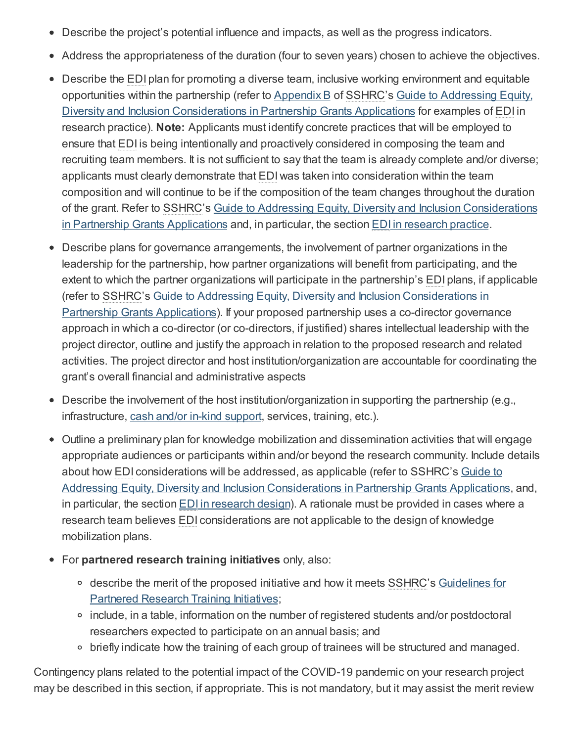- Describe the project's potential influence and impacts, as well as the progress indicators.
- Address the appropriateness of the duration (four to seven years) chosen to achieve the objectives.
- Describe the EDI plan for promoting a diverse team, inclusive working environment and equitable opportunities within the partnership (refer to Appendix B of SSHRC's Guide to Addressing Equity, Diversity and Inclusion Considerations in Partnership Grants Applications for examples of EDI in research practice). **Note:** Applicants must identify concrete practices that will be employed to ensure that EDI is being intentionally and proactively considered in composing the team and recruiting team members. It is not sufficient to say that the team is already complete and/or diverse; applicants must clearly demonstrate that EDI was taken into consideration within the team composition and will continue to be if the composition of the team changes throughout the duration of the grant. Refer to SSHRC's Guide to Addressing Equity, Diversity and Inclusion Considerations in Partnership Grants Applications and, in particular, the section EDI in research practice.
- Describe plans for governance arrangements, the involvement of partner organizations in the leadership for the partnership, how partner organizations will benefit from participating, and the extent to which the partner organizations will participate in the partnership's EDI plans, if applicable (refer to SSHRC's Guide to Addressing Equity, Diversity and Inclusion Considerations in Partnership Grants Applications). If your proposed partnership uses a co-director governance approach in which a co-director (or co-directors, if justified) shares intellectual leadership with the project director, outline and justify the approach in relation to the proposed research and related activities. The project director and host institution/organization are accountable for coordinating the grant's overall financial and administrative aspects
- Describe the involvement of the host institution/organization in supporting the partnership (e.g., infrastructure, cash and/or in-kind support, services, training, etc.).
- Outline a preliminary plan for knowledge mobilization and dissemination activities that will engage appropriate audiences or participants within and/or beyond the research community. Include details about how EDI considerations will be addressed, as applicable (refer to SSHRC's Guide to Addressing Equity, Diversity and Inclusion Considerations in Partnership Grants Applications, and, in particular, the section EDI in research design). A rationale must be provided in cases where a research team believes EDI considerations are not applicable to the design of knowledge mobilization plans.
- For **partnered research training initiatives** only, also:
  - describe the merit of the proposed initiative and how it meets SSHRC's Guidelines for Partnered Research Training Initiatives;
  - include, in a table, information on the number of registered students and/or postdoctoral researchers expected to participate on an annual basis; and
  - briefly indicate how the training of each group of trainees will be structured and managed.

Contingency plans related to the potential impact of the COVID-19 pandemic on your research project may be described in this section, if appropriate. This is not mandatory, but it may assist the merit review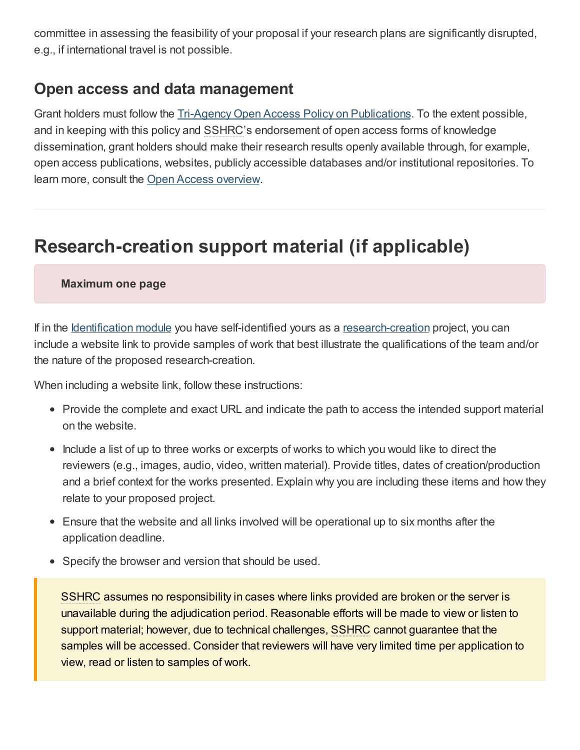committee in assessing the feasibility of your proposal if your research plans are significantly disrupted, e.g., if international travel is not possible.

## Open access and data management

Grant holders must follow the Tri-Agency Open Access Policy on Publications. To the extent possible, and in keeping with this policy and SSHRC's endorsement of open access forms of knowledge dissemination, grant holders should make their research results openly available through, for example, open access publications, websites, publicly accessible databases and/or institutional repositories. To learn more, consult the Open Access overview.

---

# Research-creation support material (if applicable)

**Maximum one page**

If in the Identification module you have self-identified yours as a research-creation project, you can include a website link to provide samples of work that best illustrate the qualifications of the team and/or the nature of the proposed research-creation.

When including a website link, follow these instructions:

- Provide the complete and exact URL and indicate the path to access the intended support material on the website.
- Include a list of up to three works or excerpts of works to which you would like to direct the reviewers (e.g., images, audio, video, written material). Provide titles, dates of creation/production and a brief context for the works presented. Explain why you are including these items and how they relate to your proposed project.
- Ensure that the website and all links involved will be operational up to six months after the application deadline.
- Specify the browser and version that should be used.

SSHRC assumes no responsibility in cases where links provided are broken or the server is unavailable during the adjudication period. Reasonable efforts will be made to view or listen to support material; however, due to technical challenges, SSHRC cannot guarantee that the samples will be accessed. Consider that reviewers will have very limited time per application to view, read or listen to samples of work.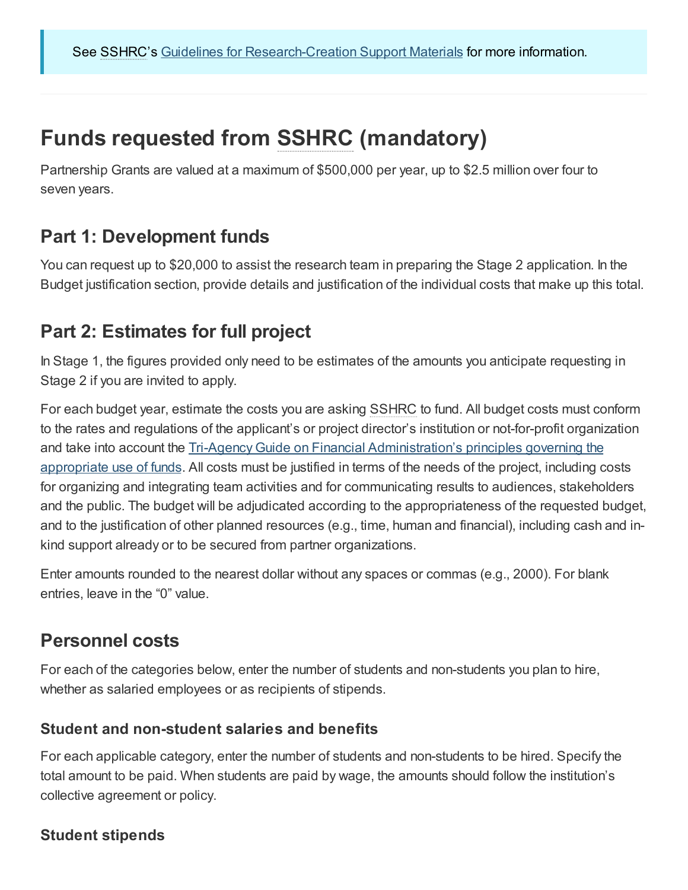> See SSHRC's Guidelines for Research-Creation Support Materials for more information.

---

## Funds requested from SSHRC (mandatory)

Partnership Grants are valued at a maximum of $500,000 per year, up to $2.5 million over four to seven years.

### Part 1: Development funds

You can request up to $20,000 to assist the research team in preparing the Stage 2 application. In the Budget justification section, provide details and justification of the individual costs that make up this total.

### Part 2: Estimates for full project

In Stage 1, the figures provided only need to be estimates of the amounts you anticipate requesting in Stage 2 if you are invited to apply.

For each budget year, estimate the costs you are asking SSHRC to fund. All budget costs must conform to the rates and regulations of the applicant's or project director's institution or not-for-profit organization and take into account the Tri-Agency Guide on Financial Administration's principles governing the appropriate use of funds. All costs must be justified in terms of the needs of the project, including costs for organizing and integrating team activities and for communicating results to audiences, stakeholders and the public. The budget will be adjudicated according to the appropriateness of the requested budget, and to the justification of other planned resources (e.g., time, human and financial), including cash and in-kind support already or to be secured from partner organizations.

Enter amounts rounded to the nearest dollar without any spaces or commas (e.g., 2000). For blank entries, leave in the "0" value.

### Personnel costs

For each of the categories below, enter the number of students and non-students you plan to hire, whether as salaried employees or as recipients of stipends.

#### Student and non-student salaries and benefits

For each applicable category, enter the number of students and non-students to be hired. Specify the total amount to be paid. When students are paid by wage, the amounts should follow the institution's collective agreement or policy.

#### Student stipends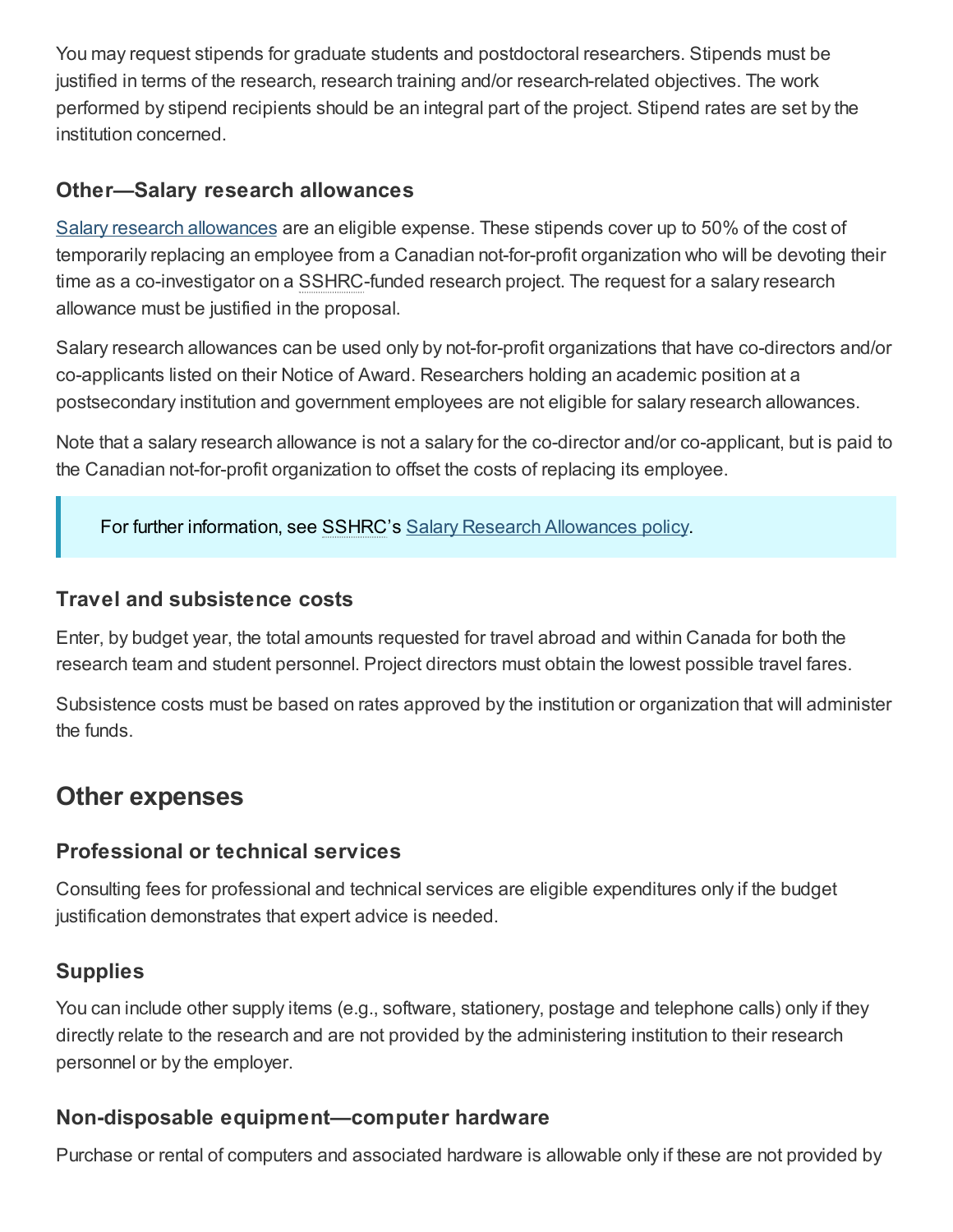You may request stipends for graduate students and postdoctoral researchers. Stipends must be justified in terms of the research, research training and/or research-related objectives. The work performed by stipend recipients should be an integral part of the project. Stipend rates are set by the institution concerned.

### Other—Salary research allowances

Salary research allowances are an eligible expense. These stipends cover up to 50% of the cost of temporarily replacing an employee from a Canadian not-for-profit organization who will be devoting their time as a co-investigator on a SSHRC-funded research project. The request for a salary research allowance must be justified in the proposal.

Salary research allowances can be used only by not-for-profit organizations that have co-directors and/or co-applicants listed on their Notice of Award. Researchers holding an academic position at a postsecondary institution and government employees are not eligible for salary research allowances.

Note that a salary research allowance is not a salary for the co-director and/or co-applicant, but is paid to the Canadian not-for-profit organization to offset the costs of replacing its employee.

> For further information, see SSHRC's Salary Research Allowances policy.

### Travel and subsistence costs

Enter, by budget year, the total amounts requested for travel abroad and within Canada for both the research team and student personnel. Project directors must obtain the lowest possible travel fares.

Subsistence costs must be based on rates approved by the institution or organization that will administer the funds.

## Other expenses

### Professional or technical services

Consulting fees for professional and technical services are eligible expenditures only if the budget justification demonstrates that expert advice is needed.

### Supplies

You can include other supply items (e.g., software, stationery, postage and telephone calls) only if they directly relate to the research and are not provided by the administering institution to their research personnel or by the employer.

### Non-disposable equipment—computer hardware

Purchase or rental of computers and associated hardware is allowable only if these are not provided by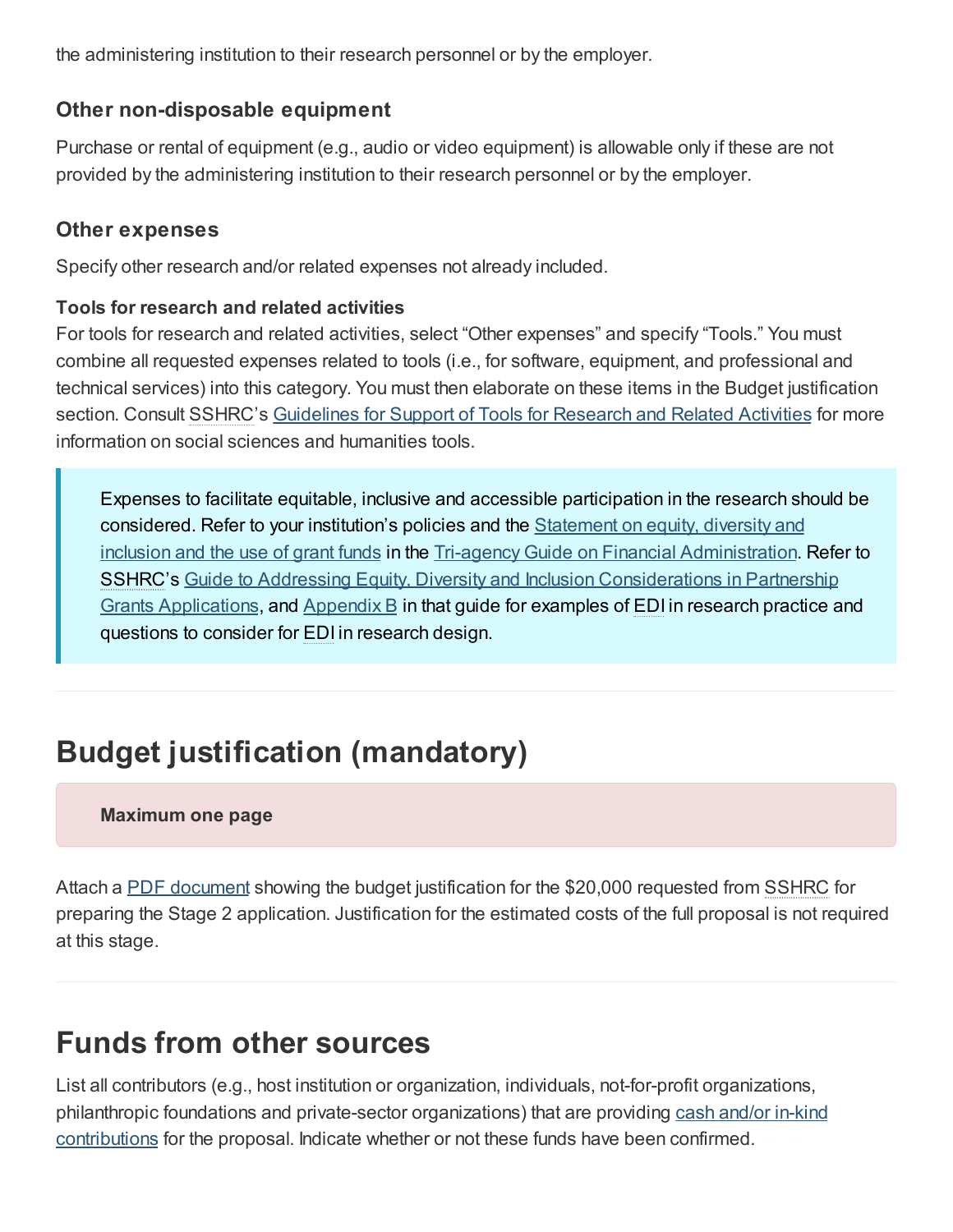the administering institution to their research personnel or by the employer.

### Other non-disposable equipment

Purchase or rental of equipment (e.g., audio or video equipment) is allowable only if these are not provided by the administering institution to their research personnel or by the employer.

### Other expenses

Specify other research and/or related expenses not already included.

**Tools for research and related activities**

For tools for research and related activities, select “Other expenses” and specify “Tools.” You must combine all requested expenses related to tools (i.e., for software, equipment, and professional and technical services) into this category. You must then elaborate on these items in the Budget justification section. Consult SSHRC’s Guidelines for Support of Tools for Research and Related Activities for more information on social sciences and humanities tools.

> Expenses to facilitate equitable, inclusive and accessible participation in the research should be considered. Refer to your institution’s policies and the Statement on equity, diversity and inclusion and the use of grant funds in the Tri-agency Guide on Financial Administration. Refer to SSHRC’s Guide to Addressing Equity, Diversity and Inclusion Considerations in Partnership Grants Applications, and Appendix B in that guide for examples of EDI in research practice and questions to consider for EDI in research design.

## Budget justification (mandatory)

> **Maximum one page**

Attach a PDF document showing the budget justification for the $20,000 requested from SSHRC for preparing the Stage 2 application. Justification for the estimated costs of the full proposal is not required at this stage.

## Funds from other sources

List all contributors (e.g., host institution or organization, individuals, not-for-profit organizations, philanthropic foundations and private-sector organizations) that are providing cash and/or in-kind contributions for the proposal. Indicate whether or not these funds have been confirmed.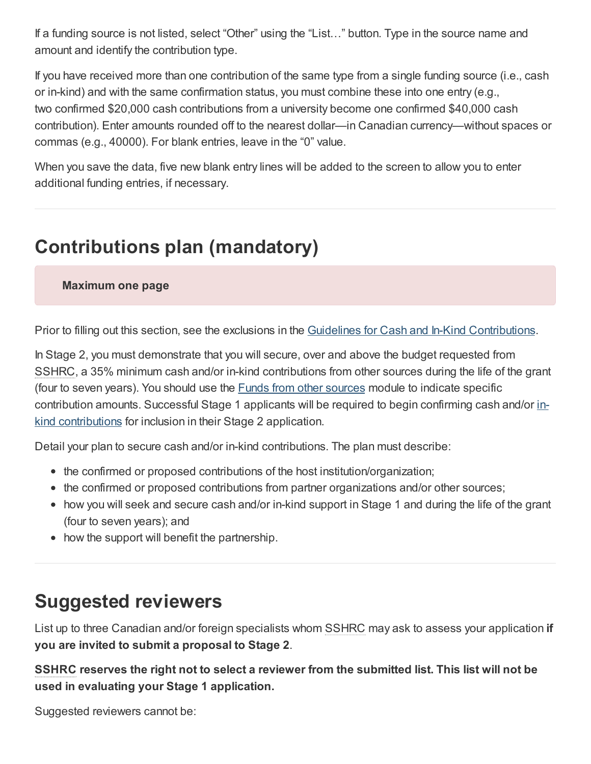If a funding source is not listed, select “Other” using the “List…” button. Type in the source name and amount and identify the contribution type.

If you have received more than one contribution of the same type from a single funding source (i.e., cash or in-kind) and with the same confirmation status, you must combine these into one entry (e.g., two confirmed $20,000 cash contributions from a university become one confirmed $40,000 cash contribution). Enter amounts rounded off to the nearest dollar—in Canadian currency—without spaces or commas (e.g., 40000). For blank entries, leave in the “0” value.

When you save the data, five new blank entry lines will be added to the screen to allow you to enter additional funding entries, if necessary.

---

## Contributions plan (mandatory)

**Maximum one page**

Prior to filling out this section, see the exclusions in the Guidelines for Cash and In-Kind Contributions.

In Stage 2, you must demonstrate that you will secure, over and above the budget requested from SSHRC, a 35% minimum cash and/or in-kind contributions from other sources during the life of the grant (four to seven years). You should use the Funds from other sources module to indicate specific contribution amounts. Successful Stage 1 applicants will be required to begin confirming cash and/or in-kind contributions for inclusion in their Stage 2 application.

Detail your plan to secure cash and/or in-kind contributions. The plan must describe:

- the confirmed or proposed contributions of the host institution/organization;
- the confirmed or proposed contributions from partner organizations and/or other sources;
- how you will seek and secure cash and/or in-kind support in Stage 1 and during the life of the grant (four to seven years); and
- how the support will benefit the partnership.

---

## Suggested reviewers

List up to three Canadian and/or foreign specialists whom SSHRC may ask to assess your application **if you are invited to submit a proposal to Stage 2**.

**SSHRC reserves the right not to select a reviewer from the submitted list. This list will not be used in evaluating your Stage 1 application.**

Suggested reviewers cannot be: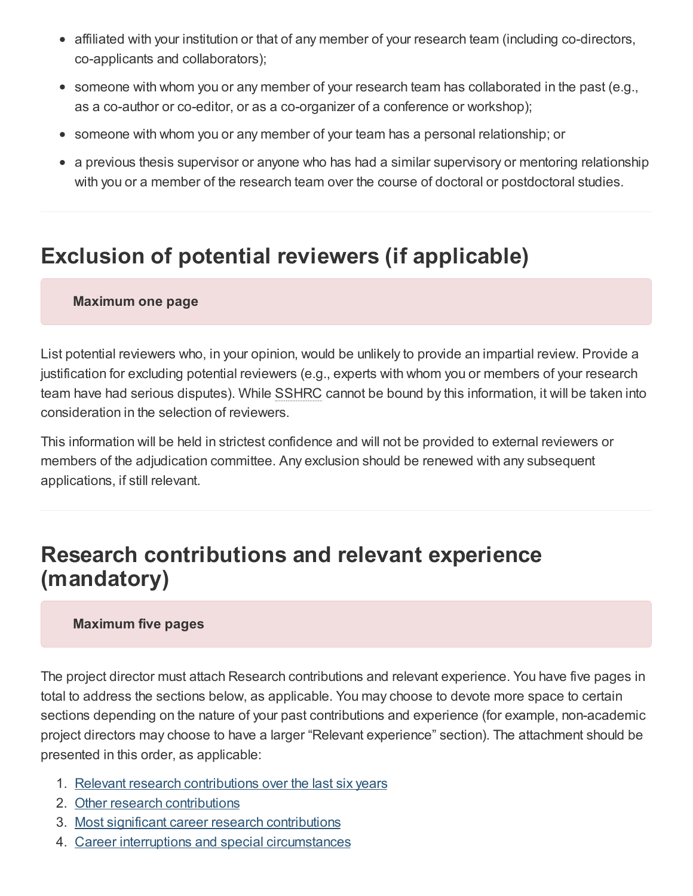- affiliated with your institution or that of any member of your research team (including co-directors, co-applicants and collaborators);
- someone with whom you or any member of your research team has collaborated in the past (e.g., as a co-author or co-editor, or as a co-organizer of a conference or workshop);
- someone with whom you or any member of your team has a personal relationship; or
- a previous thesis supervisor or anyone who has had a similar supervisory or mentoring relationship with you or a member of the research team over the course of doctoral or postdoctoral studies.

---

## Exclusion of potential reviewers (if applicable)

**Maximum one page**

List potential reviewers who, in your opinion, would be unlikely to provide an impartial review. Provide a justification for excluding potential reviewers (e.g., experts with whom you or members of your research team have had serious disputes). While SSHRC cannot be bound by this information, it will be taken into consideration in the selection of reviewers.

This information will be held in strictest confidence and will not be provided to external reviewers or members of the adjudication committee. Any exclusion should be renewed with any subsequent applications, if still relevant.

---

## Research contributions and relevant experience (mandatory)

**Maximum five pages**

The project director must attach Research contributions and relevant experience. You have five pages in total to address the sections below, as applicable. You may choose to devote more space to certain sections depending on the nature of your past contributions and experience (for example, non-academic project directors may choose to have a larger "Relevant experience" section). The attachment should be presented in this order, as applicable:

1. Relevant research contributions over the last six years
2. Other research contributions
3. Most significant career research contributions
4. Career interruptions and special circumstances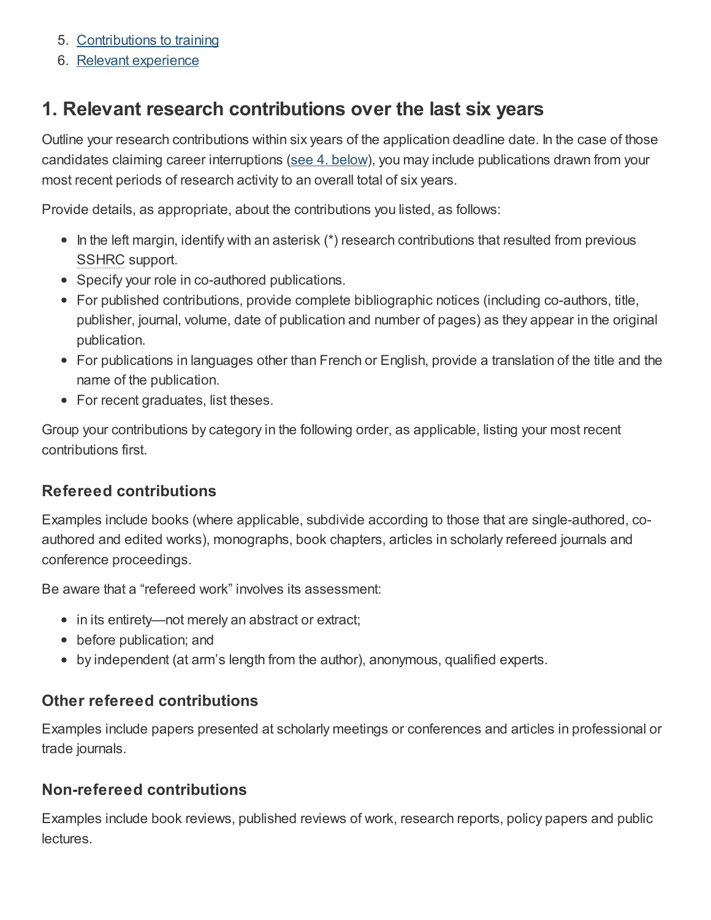5. [Contributions to training]()
6. [Relevant experience]()

## 1. Relevant research contributions over the last six years

Outline your research contributions within six years of the application deadline date. In the case of those candidates claiming career interruptions ([see 4. below]()), you may include publications drawn from your most recent periods of research activity to an overall total of six years.

Provide details, as appropriate, about the contributions you listed, as follows:

- In the left margin, identify with an asterisk (*) research contributions that resulted from previous SSHRC support.
- Specify your role in co-authored publications.
- For published contributions, provide complete bibliographic notices (including co-authors, title, publisher, journal, volume, date of publication and number of pages) as they appear in the original publication.
- For publications in languages other than French or English, provide a translation of the title and the name of the publication.
- For recent graduates, list theses.

Group your contributions by category in the following order, as applicable, listing your most recent contributions first.

### Refereed contributions

Examples include books (where applicable, subdivide according to those that are single-authored, co-authored and edited works), monographs, book chapters, articles in scholarly refereed journals and conference proceedings.

Be aware that a “refereed work” involves its assessment:

- in its entirety—not merely an abstract or extract;
- before publication; and
- by independent (at arm’s length from the author), anonymous, qualified experts.

### Other refereed contributions

Examples include papers presented at scholarly meetings or conferences and articles in professional or trade journals.

### Non-refereed contributions

Examples include book reviews, published reviews of work, research reports, policy papers and public lectures.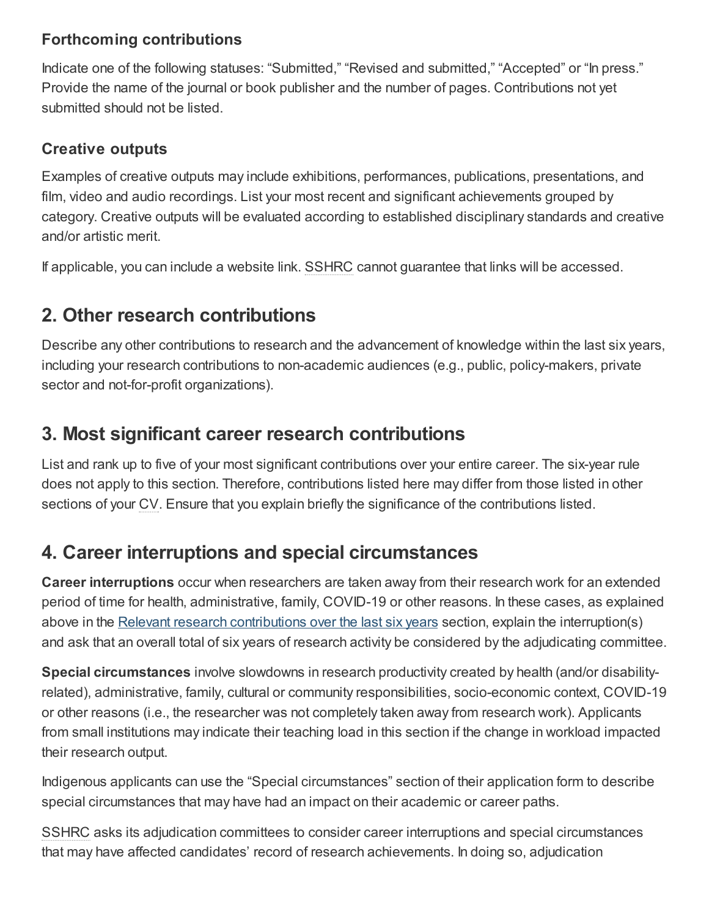### Forthcoming contributions

Indicate one of the following statuses: “Submitted,” “Revised and submitted,” “Accepted” or “In press.” Provide the name of the journal or book publisher and the number of pages. Contributions not yet submitted should not be listed.

### Creative outputs

Examples of creative outputs may include exhibitions, performances, publications, presentations, and film, video and audio recordings. List your most recent and significant achievements grouped by category. Creative outputs will be evaluated according to established disciplinary standards and creative and/or artistic merit.

If applicable, you can include a website link. SSHRC cannot guarantee that links will be accessed.

## 2. Other research contributions

Describe any other contributions to research and the advancement of knowledge within the last six years, including your research contributions to non-academic audiences (e.g., public, policy-makers, private sector and not-for-profit organizations).

## 3. Most significant career research contributions

List and rank up to five of your most significant contributions over your entire career. The six-year rule does not apply to this section. Therefore, contributions listed here may differ from those listed in other sections of your CV. Ensure that you explain briefly the significance of the contributions listed.

## 4. Career interruptions and special circumstances

**Career interruptions** occur when researchers are taken away from their research work for an extended period of time for health, administrative, family, COVID-19 or other reasons. In these cases, as explained above in the Relevant research contributions over the last six years section, explain the interruption(s) and ask that an overall total of six years of research activity be considered by the adjudicating committee.

**Special circumstances** involve slowdowns in research productivity created by health (and/or disability-related), administrative, family, cultural or community responsibilities, socio-economic context, COVID-19 or other reasons (i.e., the researcher was not completely taken away from research work). Applicants from small institutions may indicate their teaching load in this section if the change in workload impacted their research output.

Indigenous applicants can use the “Special circumstances” section of their application form to describe special circumstances that may have had an impact on their academic or career paths.

SSHRC asks its adjudication committees to consider career interruptions and special circumstances that may have affected candidates’ record of research achievements. In doing so, adjudication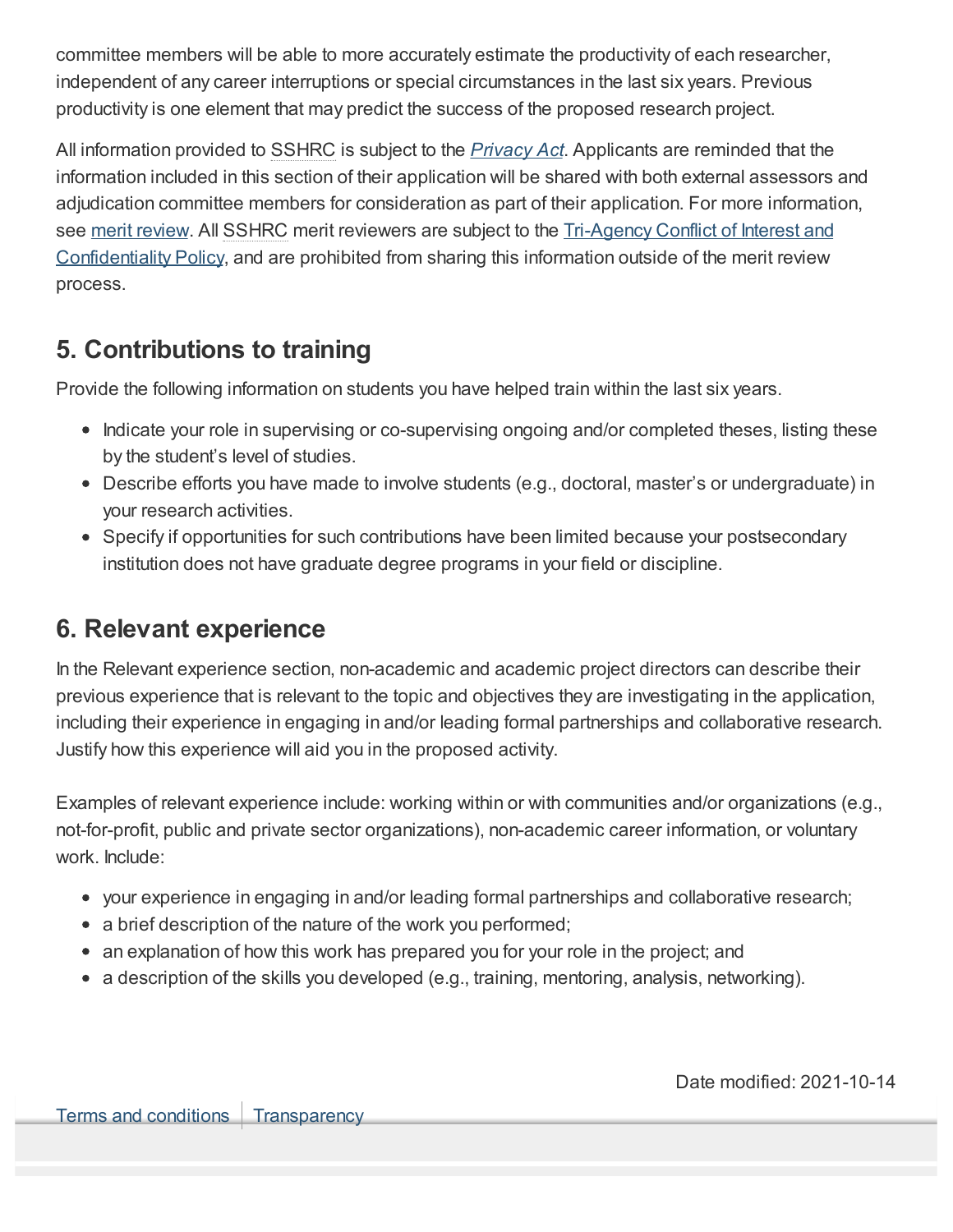committee members will be able to more accurately estimate the productivity of each researcher, independent of any career interruptions or special circumstances in the last six years. Previous productivity is one element that may predict the success of the proposed research project.

All information provided to SSHRC is subject to the *Privacy Act*. Applicants are reminded that the information included in this section of their application will be shared with both external assessors and adjudication committee members for consideration as part of their application. For more information, see merit review. All SSHRC merit reviewers are subject to the Tri-Agency Conflict of Interest and Confidentiality Policy, and are prohibited from sharing this information outside of the merit review process.

## 5. Contributions to training

Provide the following information on students you have helped train within the last six years.

- Indicate your role in supervising or co-supervising ongoing and/or completed theses, listing these by the student's level of studies.
- Describe efforts you have made to involve students (e.g., doctoral, master's or undergraduate) in your research activities.
- Specify if opportunities for such contributions have been limited because your postsecondary institution does not have graduate degree programs in your field or discipline.

## 6. Relevant experience

In the Relevant experience section, non-academic and academic project directors can describe their previous experience that is relevant to the topic and objectives they are investigating in the application, including their experience in engaging in and/or leading formal partnerships and collaborative research. Justify how this experience will aid you in the proposed activity.

Examples of relevant experience include: working within or with communities and/or organizations (e.g., not-for-profit, public and private sector organizations), non-academic career information, or voluntary work. Include:

- your experience in engaging in and/or leading formal partnerships and collaborative research;
- a brief description of the nature of the work you performed;
- an explanation of how this work has prepared you for your role in the project; and
- a description of the skills you developed (e.g., training, mentoring, analysis, networking).

Date modified: 2021-10-14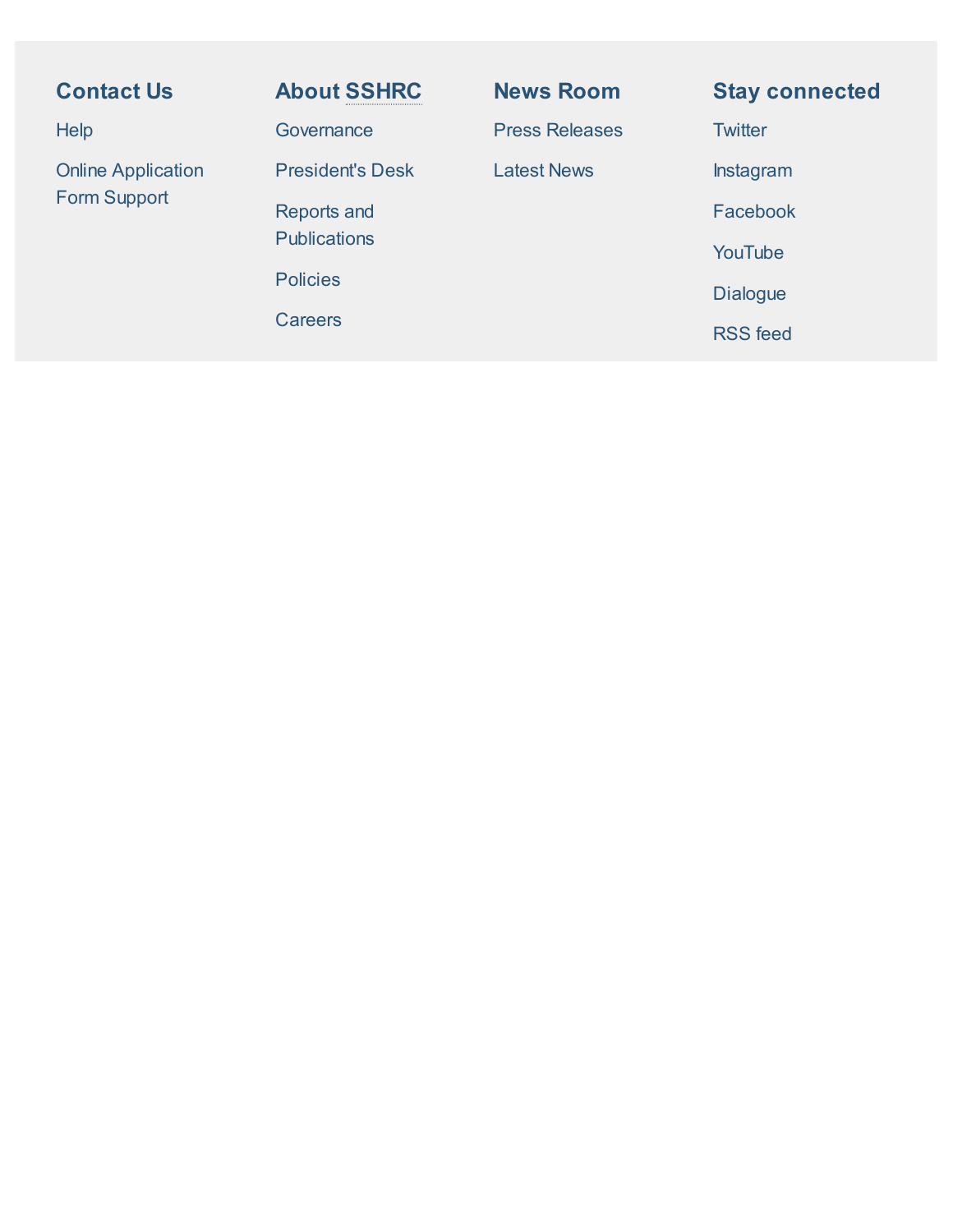### Contact Us

- Help
- Online Application Form Support

### About SSHRC

- Governance
- President's Desk
- Reports and Publications
- Policies
- Careers

### News Room

- Press Releases
- Latest News

### Stay connected

- Twitter
- Instagram
- Facebook
- YouTube
- Dialogue
- RSS feed